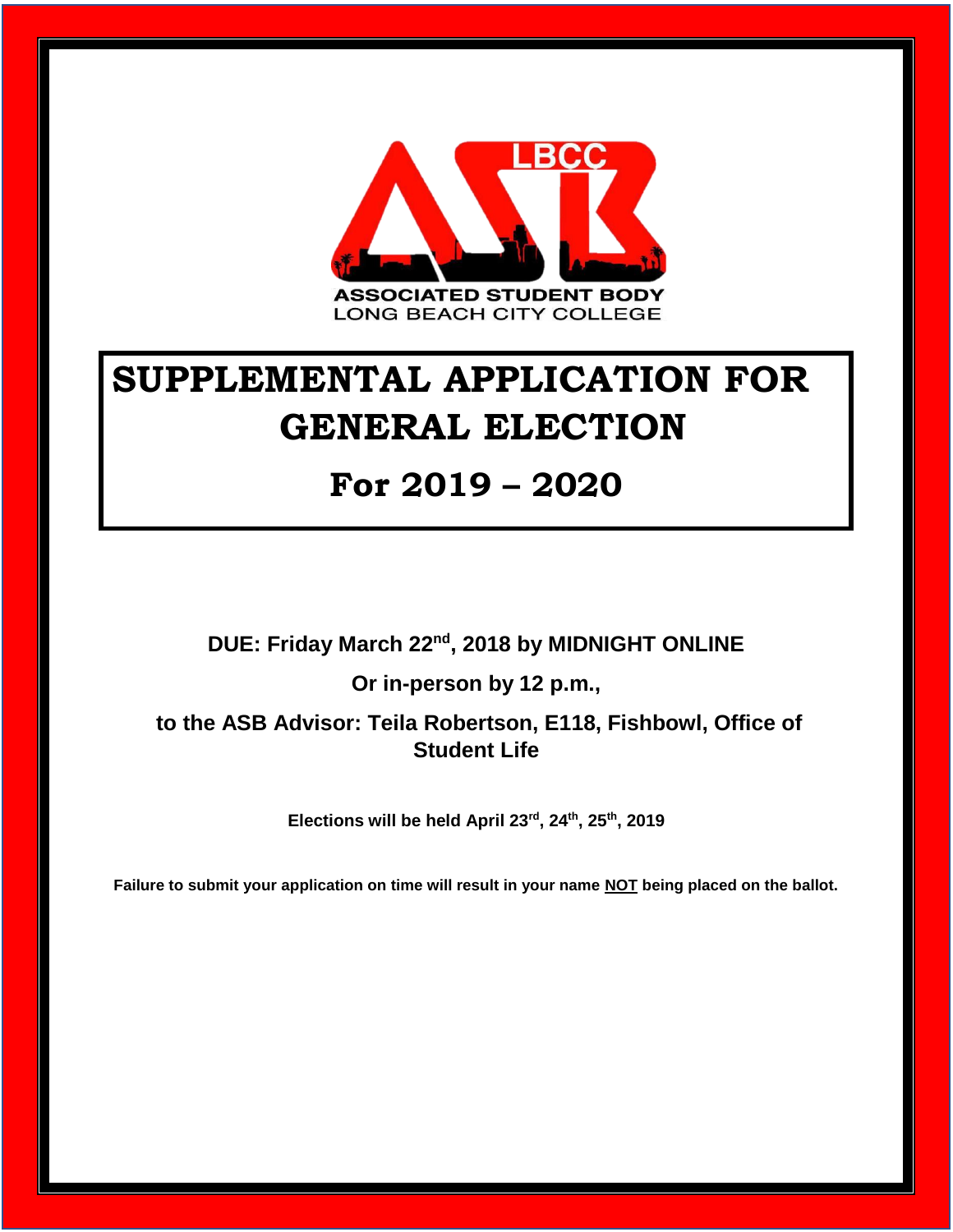ASSOCIATED STUDENT BODY
LONG BEACH CITY COLLEGE

# SUPPLEMENTAL APPLICATION FOR GENERAL ELECTION

# For 2019 – 2020

**DUE: Friday March 22nd, 2018 by MIDNIGHT ONLINE**

**Or in-person by 12 p.m.,**

**to the ASB Advisor: Teila Robertson, E118, Fishbowl, Office of Student Life**

**Elections will be held April 23rd, 24th, 25th, 2019**

**Failure to submit your application on time will result in your name NOT being placed on the ballot.**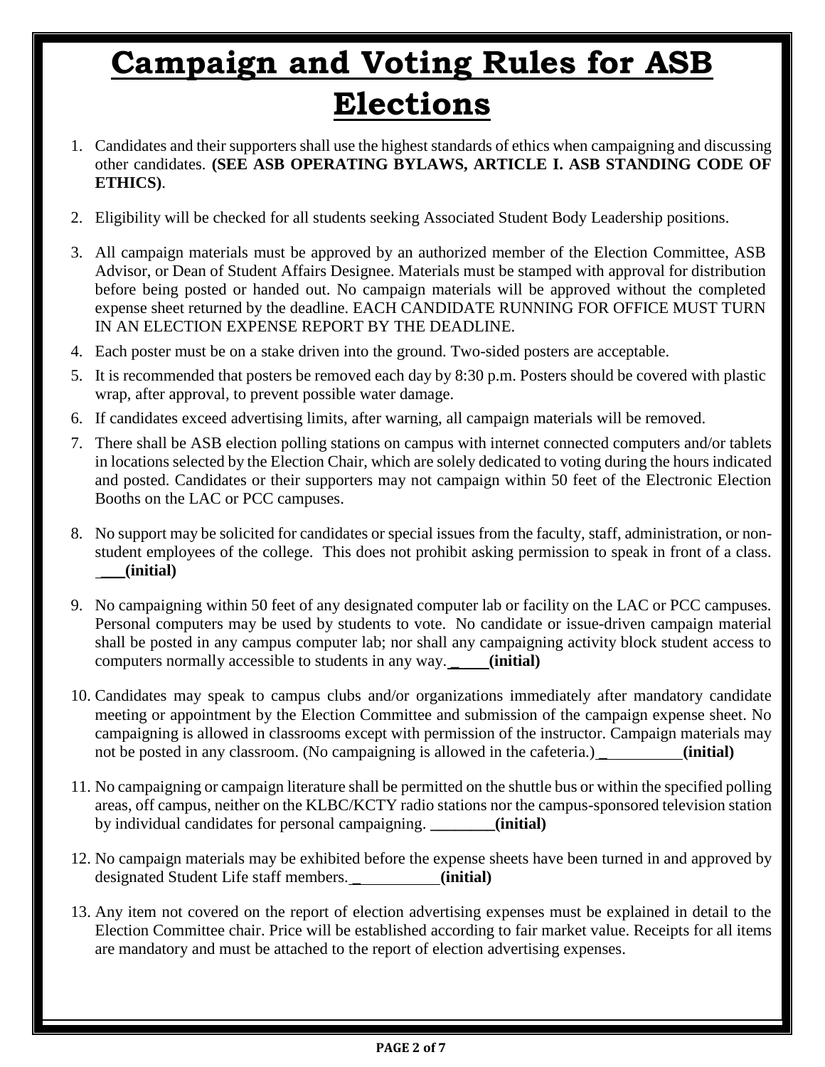# Campaign and Voting Rules for ASB Elections

1. Candidates and their supporters shall use the highest standards of ethics when campaigning and discussing other candidates. **(SEE ASB OPERATING BYLAWS, ARTICLE I. ASB STANDING CODE OF ETHICS)**.
2. Eligibility will be checked for all students seeking Associated Student Body Leadership positions.
3. All campaign materials must be approved by an authorized member of the Election Committee, ASB Advisor, or Dean of Student Affairs Designee. Materials must be stamped with approval for distribution before being posted or handed out. No campaign materials will be approved without the completed expense sheet returned by the deadline. EACH CANDIDATE RUNNING FOR OFFICE MUST TURN IN AN ELECTION EXPENSE REPORT BY THE DEADLINE.
4. Each poster must be on a stake driven into the ground. Two-sided posters are acceptable.
5. It is recommended that posters be removed each day by 8:30 p.m. Posters should be covered with plastic wrap, after approval, to prevent possible water damage.
6. If candidates exceed advertising limits, after warning, all campaign materials will be removed.
7. There shall be ASB election polling stations on campus with internet connected computers and/or tablets in locations selected by the Election Chair, which are solely dedicated to voting during the hours indicated and posted. Candidates or their supporters may not campaign within 50 feet of the Electronic Election Booths on the LAC or PCC campuses.
8. No support may be solicited for candidates or special issues from the faculty, staff, administration, or non-student employees of the college. This does not prohibit asking permission to speak in front of a class. ___**(initial)**
9. No campaigning within 50 feet of any designated computer lab or facility on the LAC or PCC campuses. Personal computers may be used by students to vote. No candidate or issue-driven campaign material shall be posted in any campus computer lab; nor shall any campaigning activity block student access to computers normally accessible to students in any way. _____**(initial)**
10. Candidates may speak to campus clubs and/or organizations immediately after mandatory candidate meeting or appointment by the Election Committee and submission of the campaign expense sheet. No campaigning is allowed in classrooms except with permission of the instructor. Campaign materials may not be posted in any classroom. (No campaigning is allowed in the cafeteria.) __________**(initial)**
11. No campaigning or campaign literature shall be permitted on the shuttle bus or within the specified polling areas, off campus, neither on the KLBC/KCTY radio stations nor the campus-sponsored television station by individual candidates for personal campaigning. ________**(initial)**
12. No campaign materials may be exhibited before the expense sheets have been turned in and approved by designated Student Life staff members. __________**(initial)**
13. Any item not covered on the report of election advertising expenses must be explained in detail to the Election Committee chair. Price will be established according to fair market value. Receipts for all items are mandatory and must be attached to the report of election advertising expenses.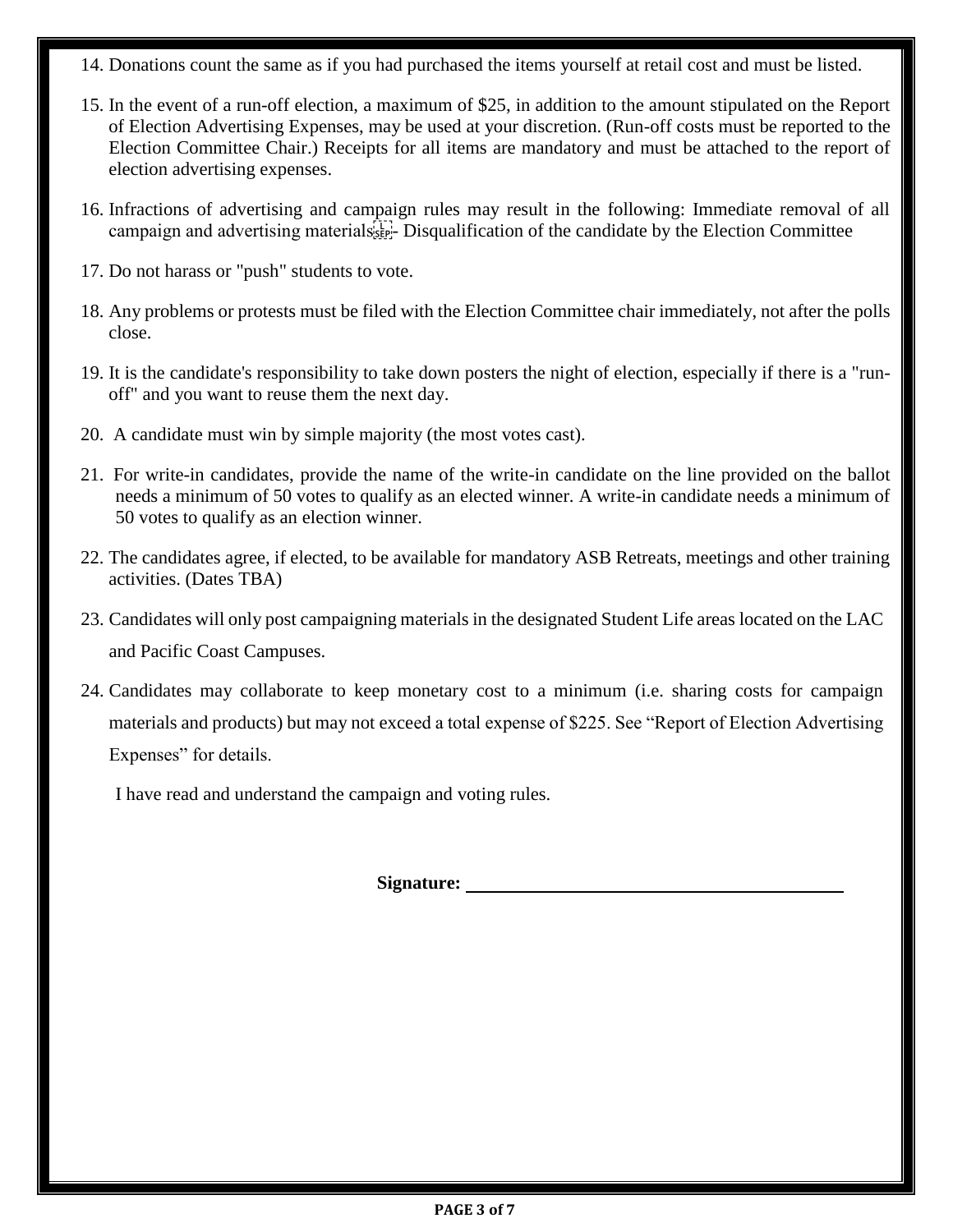14. Donations count the same as if you had purchased the items yourself at retail cost and must be listed.

15. In the event of a run-off election, a maximum of $25, in addition to the amount stipulated on the Report of Election Advertising Expenses, may be used at your discretion. (Run-off costs must be reported to the Election Committee Chair.) Receipts for all items are mandatory and must be attached to the report of election advertising expenses.

16. Infractions of advertising and campaign rules may result in the following: Immediate removal of all campaign and advertising materials - Disqualification of the candidate by the Election Committee

17. Do not harass or "push" students to vote.

18. Any problems or protests must be filed with the Election Committee chair immediately, not after the polls close.

19. It is the candidate's responsibility to take down posters the night of election, especially if there is a "run-off" and you want to reuse them the next day.

20. A candidate must win by simple majority (the most votes cast).

21. For write-in candidates, provide the name of the write-in candidate on the line provided on the ballot needs a minimum of 50 votes to qualify as an elected winner. A write-in candidate needs a minimum of 50 votes to qualify as an election winner.

22. The candidates agree, if elected, to be available for mandatory ASB Retreats, meetings and other training activities. (Dates TBA)

23. Candidates will only post campaigning materials in the designated Student Life areas located on the LAC and Pacific Coast Campuses.

24. Candidates may collaborate to keep monetary cost to a minimum (i.e. sharing costs for campaign materials and products) but may not exceed a total expense of $225. See "Report of Election Advertising Expenses" for details.

I have read and understand the campaign and voting rules.

**Signature:** ______________________________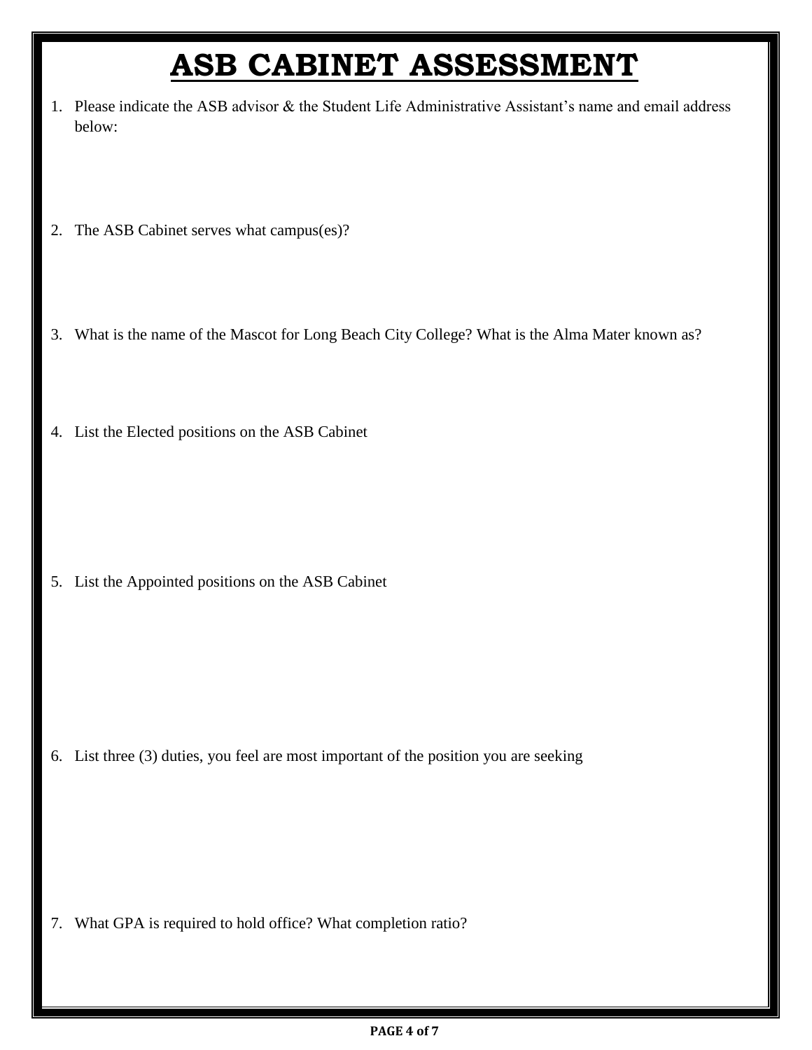# ASB CABINET ASSESSMENT

1. Please indicate the ASB advisor & the Student Life Administrative Assistant's name and email address below:

2. The ASB Cabinet serves what campus(es)?

3. What is the name of the Mascot for Long Beach City College? What is the Alma Mater known as?

4. List the Elected positions on the ASB Cabinet

5. List the Appointed positions on the ASB Cabinet

6. List three (3) duties, you feel are most important of the position you are seeking

7. What GPA is required to hold office? What completion ratio?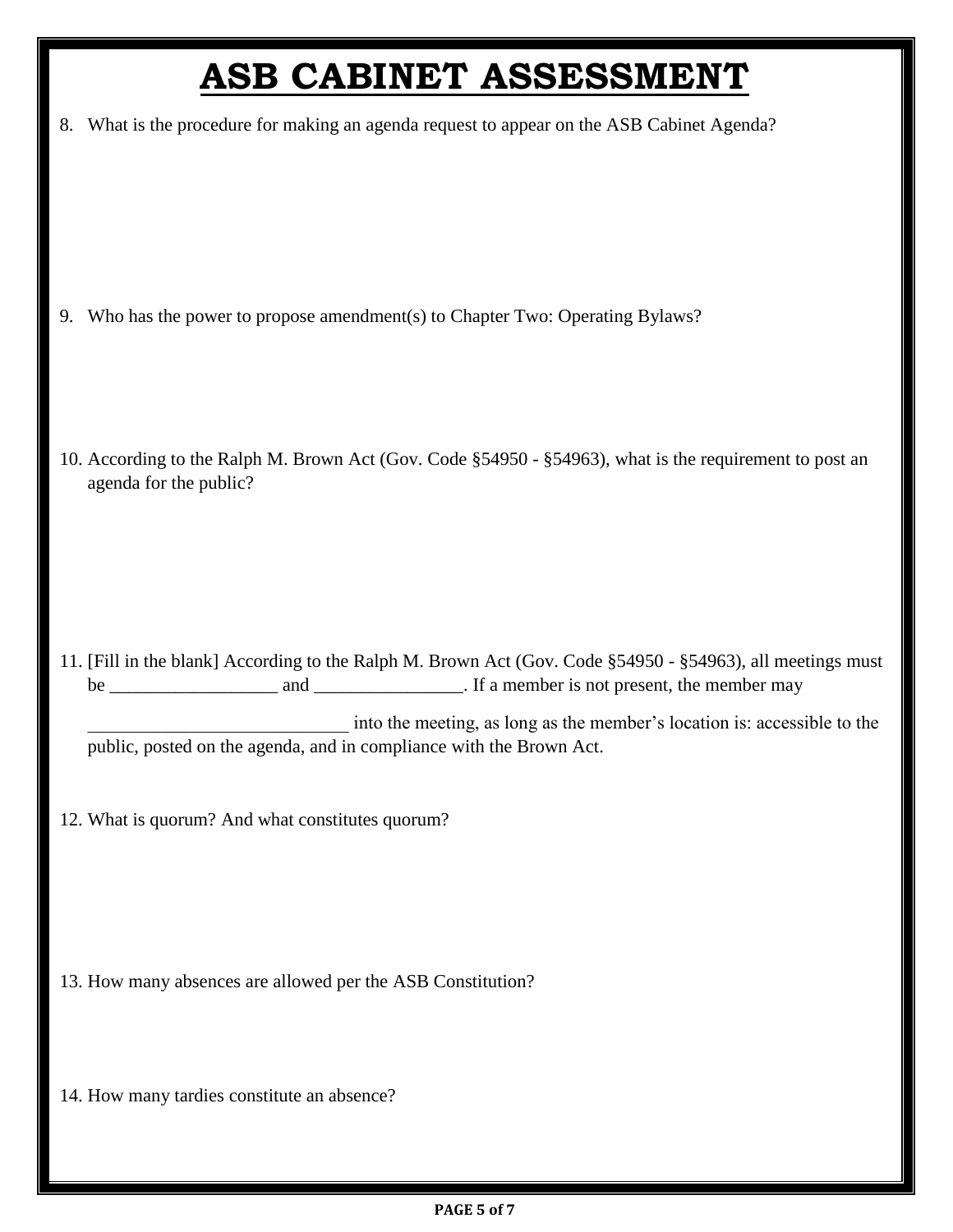# ASB CABINET ASSESSMENT

8. What is the procedure for making an agenda request to appear on the ASB Cabinet Agenda?

9. Who has the power to propose amendment(s) to Chapter Two: Operating Bylaws?

10. According to the Ralph M. Brown Act (Gov. Code §54950 - §54963), what is the requirement to post an agenda for the public?

11. [Fill in the blank] According to the Ralph M. Brown Act (Gov. Code §54950 - §54963), all meetings must be __________________ and ________________. If a member is not present, the member may ____________________________ into the meeting, as long as the member's location is: accessible to the public, posted on the agenda, and in compliance with the Brown Act.

12. What is quorum? And what constitutes quorum?

13. How many absences are allowed per the ASB Constitution?

14. How many tardies constitute an absence?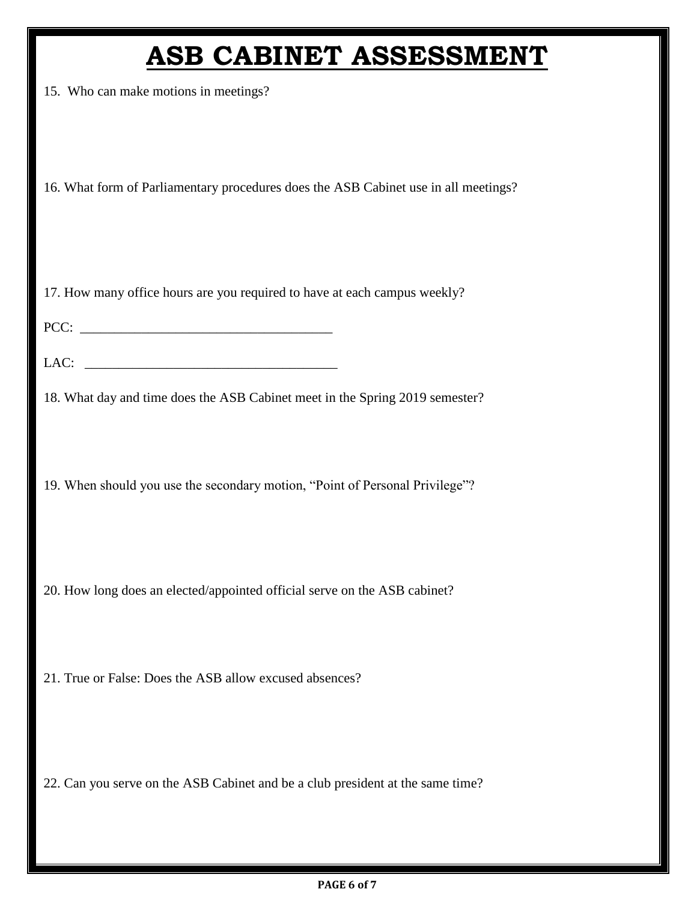# ASB CABINET ASSESSMENT

15. Who can make motions in meetings?

16. What form of Parliamentary procedures does the ASB Cabinet use in all meetings?

17. How many office hours are you required to have at each campus weekly?

PCC: _____________________________________

LAC: _____________________________________

18. What day and time does the ASB Cabinet meet in the Spring 2019 semester?

19. When should you use the secondary motion, "Point of Personal Privilege"?

20. How long does an elected/appointed official serve on the ASB cabinet?

21. True or False: Does the ASB allow excused absences?

22. Can you serve on the ASB Cabinet and be a club president at the same time?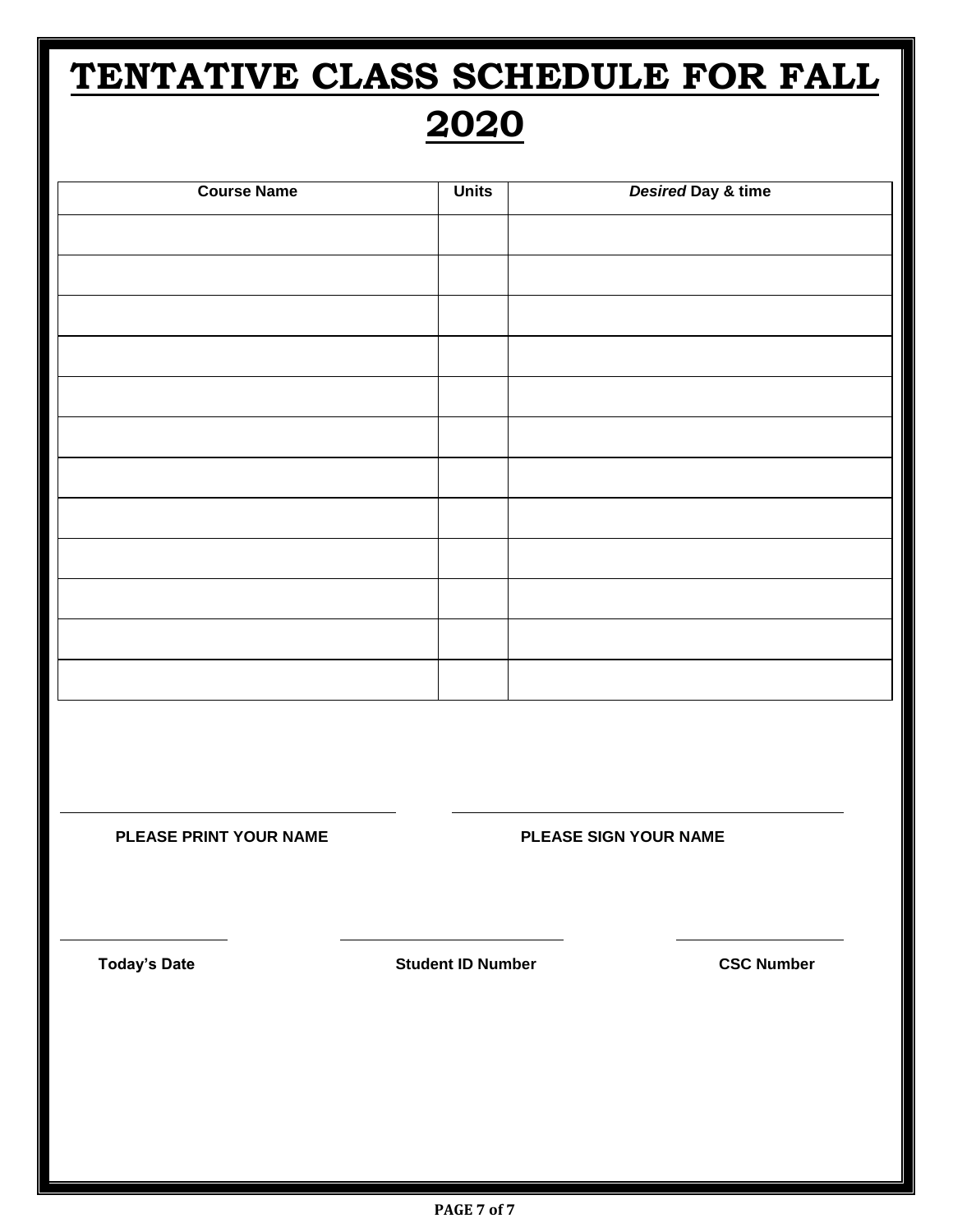# TENTATIVE CLASS SCHEDULE FOR FALL 2020

| Course Name | Units | *Desired* Day & time |
|---|---|---|
| | | |
| | | |
| | | |
| | | |
| | | |
| | | |
| | | |
| | | |
| | | |
| | | |
| | | |
| | | |

**PLEASE PRINT YOUR NAME**

**PLEASE SIGN YOUR NAME**

**Today's Date**

**Student ID Number**

**CSC Number**